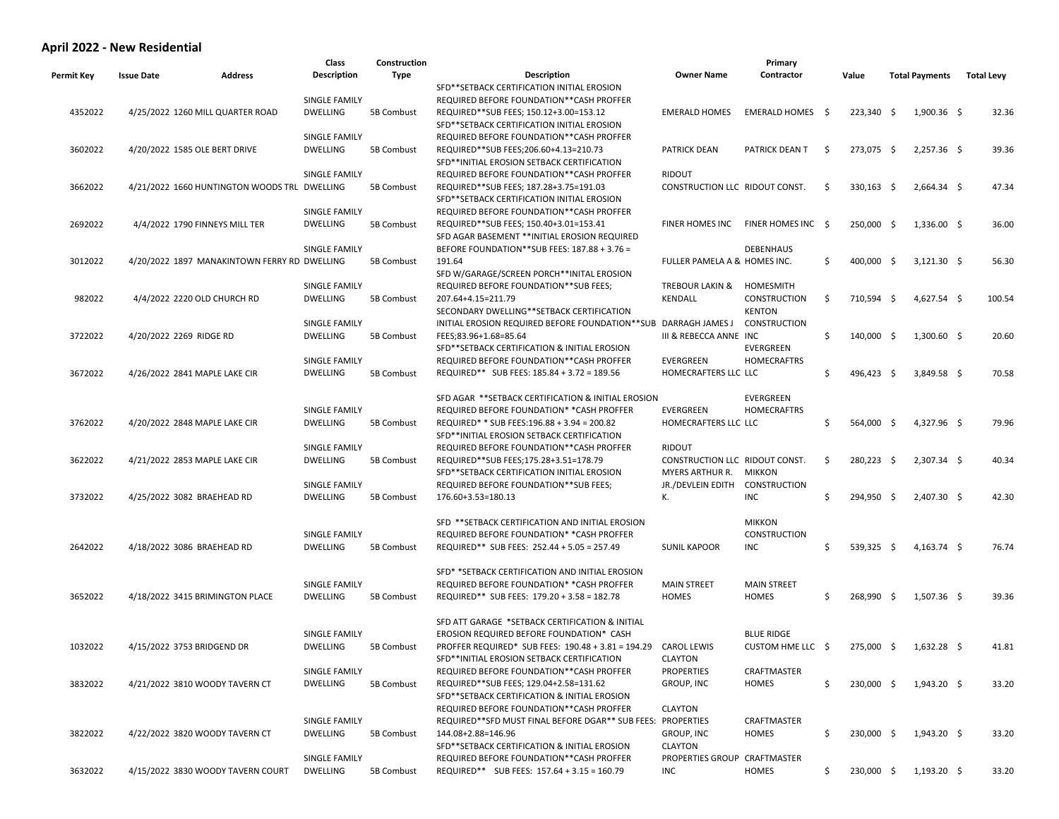## April 2022 - New Residential

| Permit Key | Issue Date | Address | Class Description | Construction Type | Description | Owner Name | Primary Contractor | Value | Total Payments | Total Levy |
|---|---|---|---|---|---|---|---|---|---|---|
| 4352022 | 4/25/2022 | 1260 MILL QUARTER ROAD | SINGLE FAMILY DWELLING | 5B Combust | SFD**SETBACK CERTIFICATION INITIAL EROSION REQUIRED BEFORE FOUNDATION**CASH PROFFER REQUIRED**SUB FEES; 150.12+3.00=153.12 | EMERALD HOMES | EMERALD HOMES | $ 223,340 | $ 1,900.36 | $ 32.36 |
| 3602022 | 4/20/2022 | 1585 OLE BERT DRIVE | SINGLE FAMILY DWELLING | 5B Combust | SFD**SETBACK CERTIFICATION INITIAL EROSION REQUIRED BEFORE FOUNDATION**CASH PROFFER REQUIRED**SUB FEES;206.60+4.13=210.73 | PATRICK DEAN | PATRICK DEAN T | $ 273,075 | $ 2,257.36 | $ 39.36 |
| 3662022 | 4/21/2022 | 1660 HUNTINGTON WOODS TRL | SINGLE FAMILY DWELLING | 5B Combust | SFD**INITIAL EROSION SETBACK CERTIFICATION REQUIRED BEFORE FOUNDATION**CASH PROFFER REQUIRED**SUB FEES; 187.28+3.75=191.03 | RIDOUT CONSTRUCTION LLC | RIDOUT CONST. | $ 330,163 | $ 2,664.34 | $ 47.34 |
| 2692022 | 4/4/2022 | 1790 FINNEYS MILL TER | SINGLE FAMILY DWELLING | 5B Combust | SFD**SETBACK CERTIFICATION INITIAL EROSION REQUIRED BEFORE FOUNDATION**CASH PROFFER REQUIRED**SUB FEES; 150.40+3.01=153.41 | FINER HOMES INC | FINER HOMES INC | $ 250,000 | $ 1,336.00 | $ 36.00 |
| 3012022 | 4/20/2022 | 1897 MANAKINTOWN FERRY RD | SINGLE FAMILY DWELLING | 5B Combust | SFD AGAR BASEMENT **INITIAL EROSION REQUIRED BEFORE FOUNDATION**SUB FEES: 187.88 + 3.76 = 191.64 | FULLER PAMELA A & | DEBENHAUS HOMES INC. | $ 400,000 | $ 3,121.30 | $ 56.30 |
| 982022 | 4/4/2022 | 2220 OLD CHURCH RD | SINGLE FAMILY DWELLING | 5B Combust | SFD W/GARAGE/SCREEN PORCH**INITAL EROSION REQUIRED BEFORE FOUNDATION**SUB FEES; 207.64+4.15=211.79 | TREBOUR LAKIN & KENDALL | HOMESMITH CONSTRUCTION | $ 710,594 | $ 4,627.54 | $ 100.54 |
| 3722022 | 4/20/2022 | 2269 RIDGE RD | SINGLE FAMILY DWELLING | 5B Combust | SECONDARY DWELLING**SETBACK CERTIFICATION INITIAL EROSION REQUIRED BEFORE FOUNDATION**SUB FEES;83.96+1.68=85.64 | DARRAGH JAMES J III & REBECCA ANNE | KENTON CONSTRUCTION INC | $ 140,000 | $ 1,300.60 | $ 20.60 |
| 3672022 | 4/26/2022 | 2841 MAPLE LAKE CIR | SINGLE FAMILY DWELLING | 5B Combust | SFD**SETBACK CERTIFICATION & INITIAL EROSION REQUIRED BEFORE FOUNDATION**CASH PROFFER REQUIRED** SUB FEES: 185.84 + 3.72 = 189.56 | EVERGREEN HOMECRAFTERS LLC | EVERGREEN HOMECRAFTRS LLC | $ 496,423 | $ 3,849.58 | $ 70.58 |
| 3762022 | 4/20/2022 | 2848 MAPLE LAKE CIR | SINGLE FAMILY DWELLING | 5B Combust | SFD AGAR **SETBACK CERTIFICATION & INITIAL EROSION REQUIRED BEFORE FOUNDATION* *CASH PROFFER REQUIRED* * SUB FEES:196.88 + 3.94 = 200.82 | EVERGREEN HOMECRAFTERS LLC | EVERGREEN HOMECRAFTRS LLC | $ 564,000 | $ 4,327.96 | $ 79.96 |
| 3622022 | 4/21/2022 | 2853 MAPLE LAKE CIR | SINGLE FAMILY DWELLING | 5B Combust | SFD**INITIAL EROSION SETBACK CERTIFICATION REQUIRED BEFORE FOUNDATION**CASH PROFFER REQUIRED**SUB FEES;175.28+3.51=178.79 | RIDOUT CONSTRUCTION LLC | RIDOUT CONST. | $ 280,223 | $ 2,307.34 | $ 40.34 |
| 3732022 | 4/25/2022 | 3082 BRAEHEAD RD | SINGLE FAMILY DWELLING | 5B Combust | SFD**SETBACK CERTIFICATION INITIAL EROSION REQUIRED BEFORE FOUNDATION**SUB FEES; 176.60+3.53=180.13 | MYERS ARTHUR R. JR./DEVLEIN EDITH K. | MIKKON CONSTRUCTION INC | $ 294,950 | $ 2,407.30 | $ 42.30 |
| 2642022 | 4/18/2022 | 3086 BRAEHEAD RD | SINGLE FAMILY DWELLING | 5B Combust | SFD **SETBACK CERTIFICATION AND INITIAL EROSION REQUIRED BEFORE FOUNDATION* *CASH PROFFER REQUIRED** SUB FEES: 252.44 + 5.05 = 257.49 | SUNIL KAPOOR | MIKKON CONSTRUCTION INC | $ 539,325 | $ 4,163.74 | $ 76.74 |
| 3652022 | 4/18/2022 | 3415 BRIMINGTON PLACE | SINGLE FAMILY DWELLING | 5B Combust | SFD* *SETBACK CERTIFICATION AND INITIAL EROSION REQUIRED BEFORE FOUNDATION* *CASH PROFFER REQUIRED** SUB FEES: 179.20 + 3.58 = 182.78 | MAIN STREET HOMES | MAIN STREET HOMES | $ 268,990 | $ 1,507.36 | $ 39.36 |
| 1032022 | 4/15/2022 | 3753 BRIDGEND DR | SINGLE FAMILY DWELLING | 5B Combust | SFD ATT GARAGE *SETBACK CERTIFICATION & INITIAL EROSION REQUIRED BEFORE FOUNDATION* CASH PROFFER REQUIRED* SUB FEES: 190.48 + 3.81 = 194.29 | CAROL LEWIS | BLUE RIDGE CUSTOM HME LLC | $ 275,000 | $ 1,632.28 | $ 41.81 |
| 3832022 | 4/21/2022 | 3810 WOODY TAVERN CT | SINGLE FAMILY DWELLING | 5B Combust | SFD**INITIAL EROSION SETBACK CERTIFICATION REQUIRED BEFORE FOUNDATION**CASH PROFFER REQUIRED**SUB FEES; 129.04+2.58=131.62 | CLAYTON PROPERTIES GROUP, INC | CRAFTMASTER HOMES | $ 230,000 | $ 1,943.20 | $ 33.20 |
| 3822022 | 4/22/2022 | 3820 WOODY TAVERN CT | SINGLE FAMILY DWELLING | 5B Combust | SFD**SETBACK CERTIFICATION & INITIAL EROSION REQUIRED BEFORE FOUNDATION**CASH PROFFER REQUIRED**SFD MUST FINAL BEFORE DGAR** SUB FEES: 144.08+2.88=146.96 | CLAYTON PROPERTIES GROUP, INC | CRAFTMASTER HOMES | $ 230,000 | $ 1,943.20 | $ 33.20 |
| 3632022 | 4/15/2022 | 3830 WOODY TAVERN COURT | SINGLE FAMILY DWELLING | 5B Combust | SFD**SETBACK CERTIFICATION & INITIAL EROSION REQUIRED BEFORE FOUNDATION**CASH PROFFER REQUIRED** SUB FEES: 157.64 + 3.15 = 160.79 | CLAYTON PROPERTIES GROUP INC | CRAFTMASTER HOMES | $ 230,000 | $ 1,193.20 | $ 33.20 |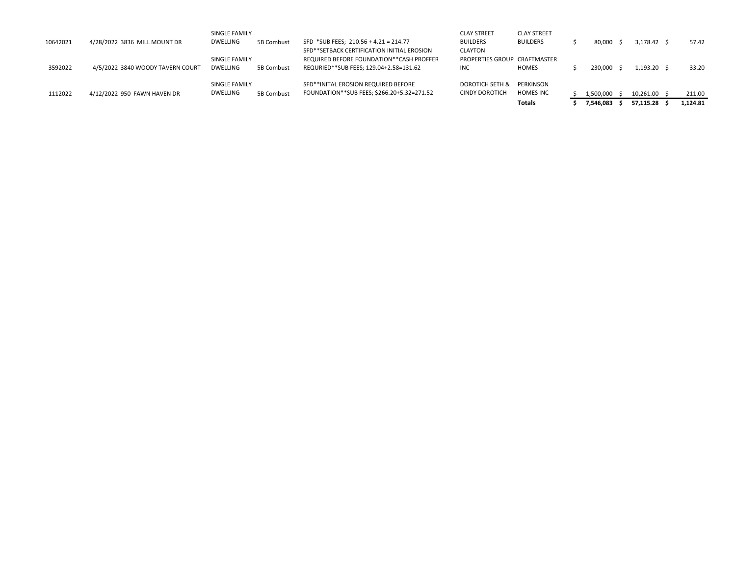| | | | | | | | | | |
|---|---|---|---|---|---|---|---|---|---|
| 10642021 | 4/28/2022 | 3836 MILL MOUNT DR | SINGLE FAMILY DWELLING | 5B Combust | SFD *SUB FEES; 210.56 + 4.21 = 214.77 | CLAY STREET BUILDERS | CLAY STREET BUILDERS | $ 80,000 | $ 3,178.42 | $ 57.42 |
| 3592022 | 4/5/2022 | 3840 WOODY TAVERN COURT | SINGLE FAMILY DWELLING | 5B Combust | SFD**SETBACK CERTIFICATION INITIAL EROSION REQUIRED BEFORE FOUNDATION**CASH PROFFER REQURIED**SUB FEES; 129.04+2.58=131.62 | CLAYTON PROPERTIES GROUP INC | CRAFTMASTER HOMES | $ 230,000 | $ 1,193.20 | $ 33.20 |
| 1112022 | 4/12/2022 | 950 FAWN HAVEN DR | SINGLE FAMILY DWELLING | 5B Combust | SFD**INITAL EROSION REQUIRED BEFORE FOUNDATION**SUB FEES; $266.20+5.32=271.52 | DOROTICH SETH & CINDY DOROTICH | PERKINSON HOMES INC | $ 1,500,000 | $ 10,261.00 | $ 211.00 |
| | | | | | | | **Totals** | **$ 7,546,083** | **$ 57,115.28** | **$ 1,124.81** |